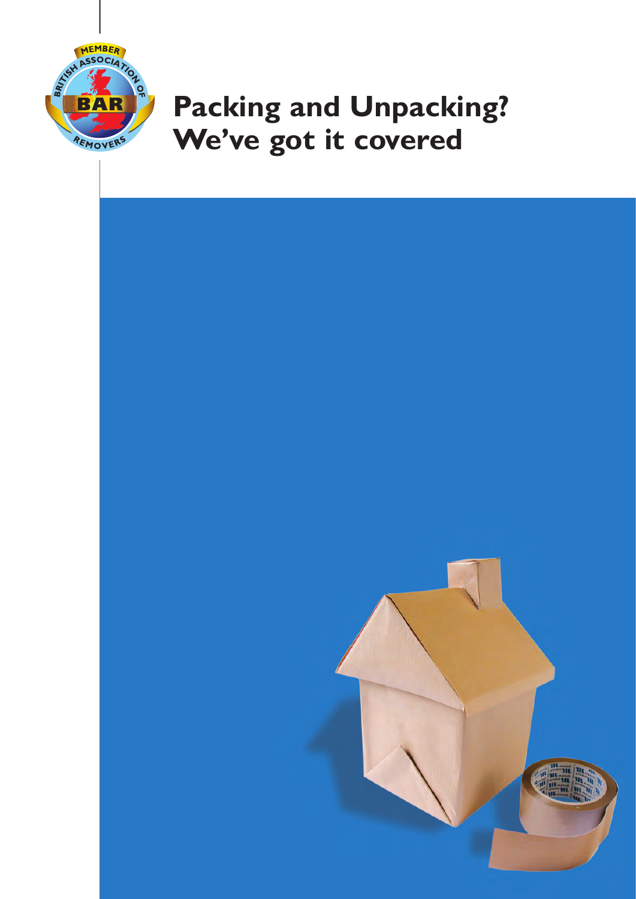# Packing and Unpacking? We've got it covered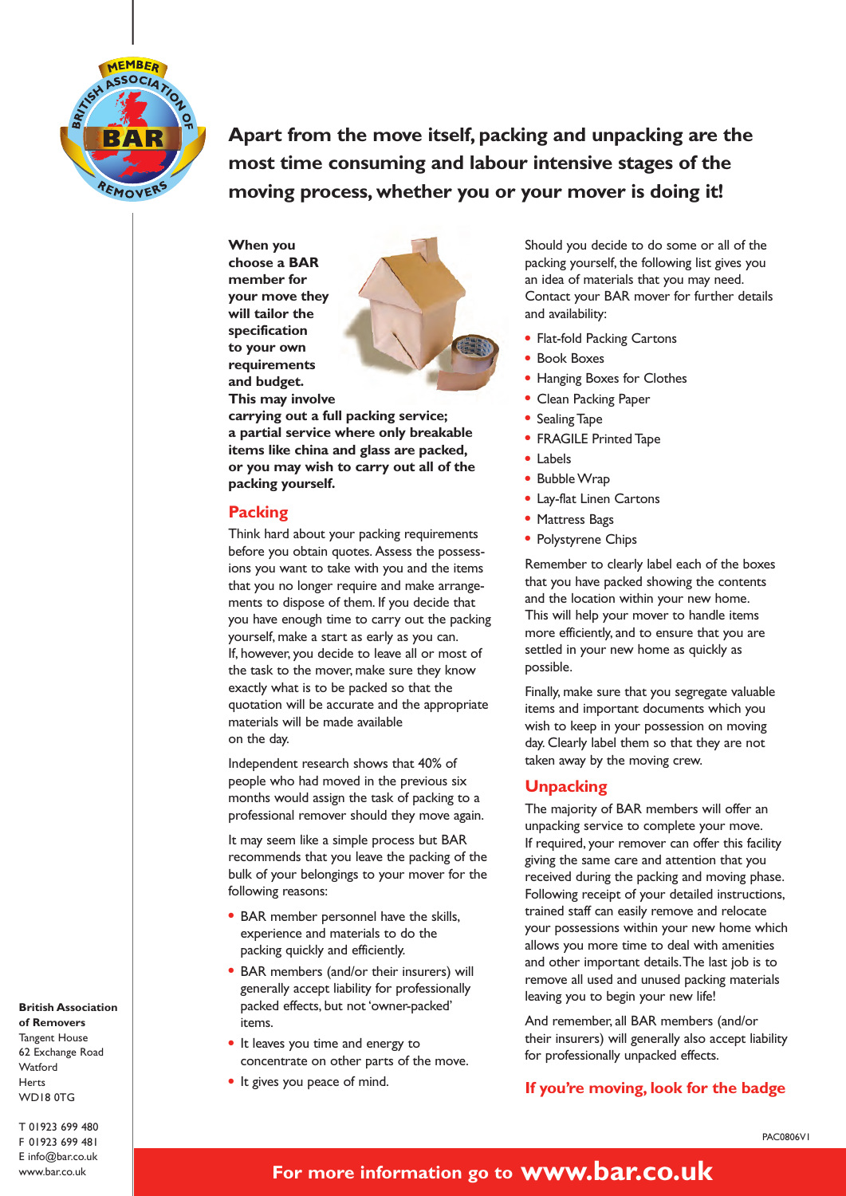**Apart from the move itself, packing and unpacking are the most time consuming and labour intensive stages of the moving process, whether you or your mover is doing it!**

**When you choose a BAR member for your move they will tailor the specification to your own requirements and budget. This may involve carrying out a full packing service; a partial service where only breakable items like china and glass are packed, or you may wish to carry out all of the packing yourself.**

## Packing

Think hard about your packing requirements before you obtain quotes. Assess the possessions you want to take with you and the items that you no longer require and make arrangements to dispose of them. If you decide that you have enough time to carry out the packing yourself, make a start as early as you can. If, however, you decide to leave all or most of the task to the mover, make sure they know exactly what is to be packed so that the quotation will be accurate and the appropriate materials will be made available on the day.

Independent research shows that 40% of people who had moved in the previous six months would assign the task of packing to a professional remover should they move again.

It may seem like a simple process but BAR recommends that you leave the packing of the bulk of your belongings to your mover for the following reasons:

- BAR member personnel have the skills, experience and materials to do the packing quickly and efficiently.
- BAR members (and/or their insurers) will generally accept liability for professionally packed effects, but not 'owner-packed' items.
- It leaves you time and energy to concentrate on other parts of the move.
- It gives you peace of mind.

Should you decide to do some or all of the packing yourself, the following list gives you an idea of materials that you may need. Contact your BAR mover for further details and availability:

- Flat-fold Packing Cartons
- Book Boxes
- Hanging Boxes for Clothes
- Clean Packing Paper
- Sealing Tape
- FRAGILE Printed Tape
- Labels
- Bubble Wrap
- Lay-flat Linen Cartons
- Mattress Bags
- Polystyrene Chips

Remember to clearly label each of the boxes that you have packed showing the contents and the location within your new home. This will help your mover to handle items more efficiently, and to ensure that you are settled in your new home as quickly as possible.

Finally, make sure that you segregate valuable items and important documents which you wish to keep in your possession on moving day. Clearly label them so that they are not taken away by the moving crew.

## Unpacking

The majority of BAR members will offer an unpacking service to complete your move. If required, your remover can offer this facility giving the same care and attention that you received during the packing and moving phase. Following receipt of your detailed instructions, trained staff can easily remove and relocate your possessions within your new home which allows you more time to deal with amenities and other important details. The last job is to remove all used and unused packing materials leaving you to begin your new life!

And remember, all BAR members (and/or their insurers) will generally also accept liability for professionally unpacked effects.

**If you're moving, look for the badge**

**British Association of Removers**
Tangent House
62 Exchange Road
Watford
Herts
WD18 0TG

T 01923 699 480
F 01923 699 481
E info@bar.co.uk
www.bar.co.uk

PAC0806V1

**For more information go to www.bar.co.uk**